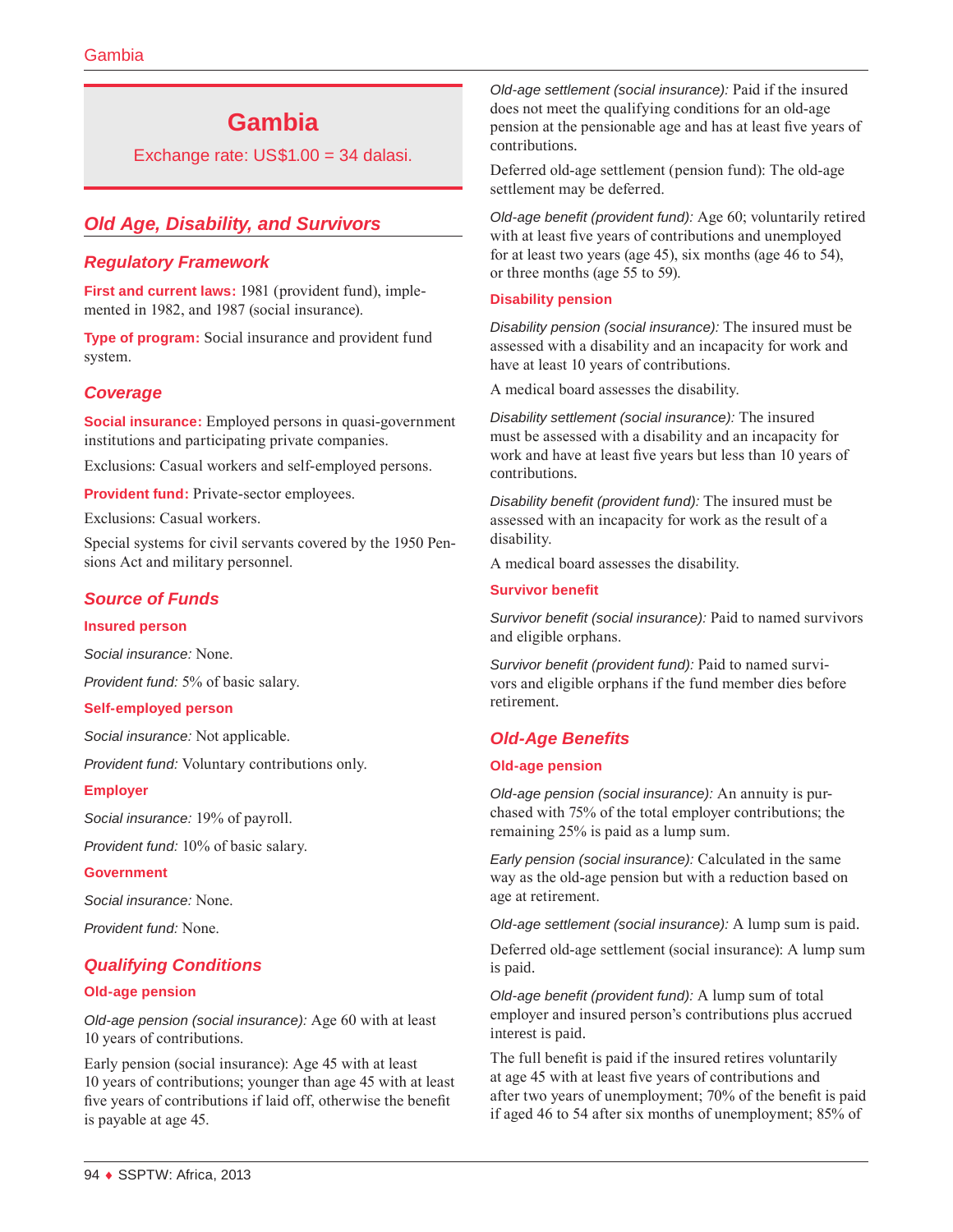# Gambia

Exchange rate: US$1.00 = 34 dalasi.

## Old Age, Disability, and Survivors

### Regulatory Framework

**First and current laws:** 1981 (provident fund), implemented in 1982, and 1987 (social insurance).

**Type of program:** Social insurance and provident fund system.

### Coverage

**Social insurance:** Employed persons in quasi-government institutions and participating private companies.

Exclusions: Casual workers and self-employed persons.

**Provident fund:** Private-sector employees.

Exclusions: Casual workers.

Special systems for civil servants covered by the 1950 Pensions Act and military personnel.

### Source of Funds

#### Insured person

*Social insurance:* None.

*Provident fund:* 5% of basic salary.

#### Self-employed person

*Social insurance:* Not applicable.

*Provident fund:* Voluntary contributions only.

#### Employer

*Social insurance:* 19% of payroll.

*Provident fund:* 10% of basic salary.

#### Government

*Social insurance:* None.

*Provident fund:* None.

### Qualifying Conditions

#### Old-age pension

*Old-age pension (social insurance):* Age 60 with at least 10 years of contributions.

Early pension (social insurance): Age 45 with at least 10 years of contributions; younger than age 45 with at least five years of contributions if laid off, otherwise the benefit is payable at age 45.

*Old-age settlement (social insurance):* Paid if the insured does not meet the qualifying conditions for an old-age pension at the pensionable age and has at least five years of contributions.

Deferred old-age settlement (pension fund): The old-age settlement may be deferred.

*Old-age benefit (provident fund):* Age 60; voluntarily retired with at least five years of contributions and unemployed for at least two years (age 45), six months (age 46 to 54), or three months (age 55 to 59).

#### Disability pension

*Disability pension (social insurance):* The insured must be assessed with a disability and an incapacity for work and have at least 10 years of contributions.

A medical board assesses the disability.

*Disability settlement (social insurance):* The insured must be assessed with a disability and an incapacity for work and have at least five years but less than 10 years of contributions.

*Disability benefit (provident fund):* The insured must be assessed with an incapacity for work as the result of a disability.

A medical board assesses the disability.

#### Survivor benefit

*Survivor benefit (social insurance):* Paid to named survivors and eligible orphans.

*Survivor benefit (provident fund):* Paid to named survivors and eligible orphans if the fund member dies before retirement.

### Old-Age Benefits

#### Old-age pension

*Old-age pension (social insurance):* An annuity is purchased with 75% of the total employer contributions; the remaining 25% is paid as a lump sum.

*Early pension (social insurance):* Calculated in the same way as the old-age pension but with a reduction based on age at retirement.

*Old-age settlement (social insurance):* A lump sum is paid.

Deferred old-age settlement (social insurance): A lump sum is paid.

*Old-age benefit (provident fund):* A lump sum of total employer and insured person's contributions plus accrued interest is paid.

The full benefit is paid if the insured retires voluntarily at age 45 with at least five years of contributions and after two years of unemployment; 70% of the benefit is paid if aged 46 to 54 after six months of unemployment; 85% of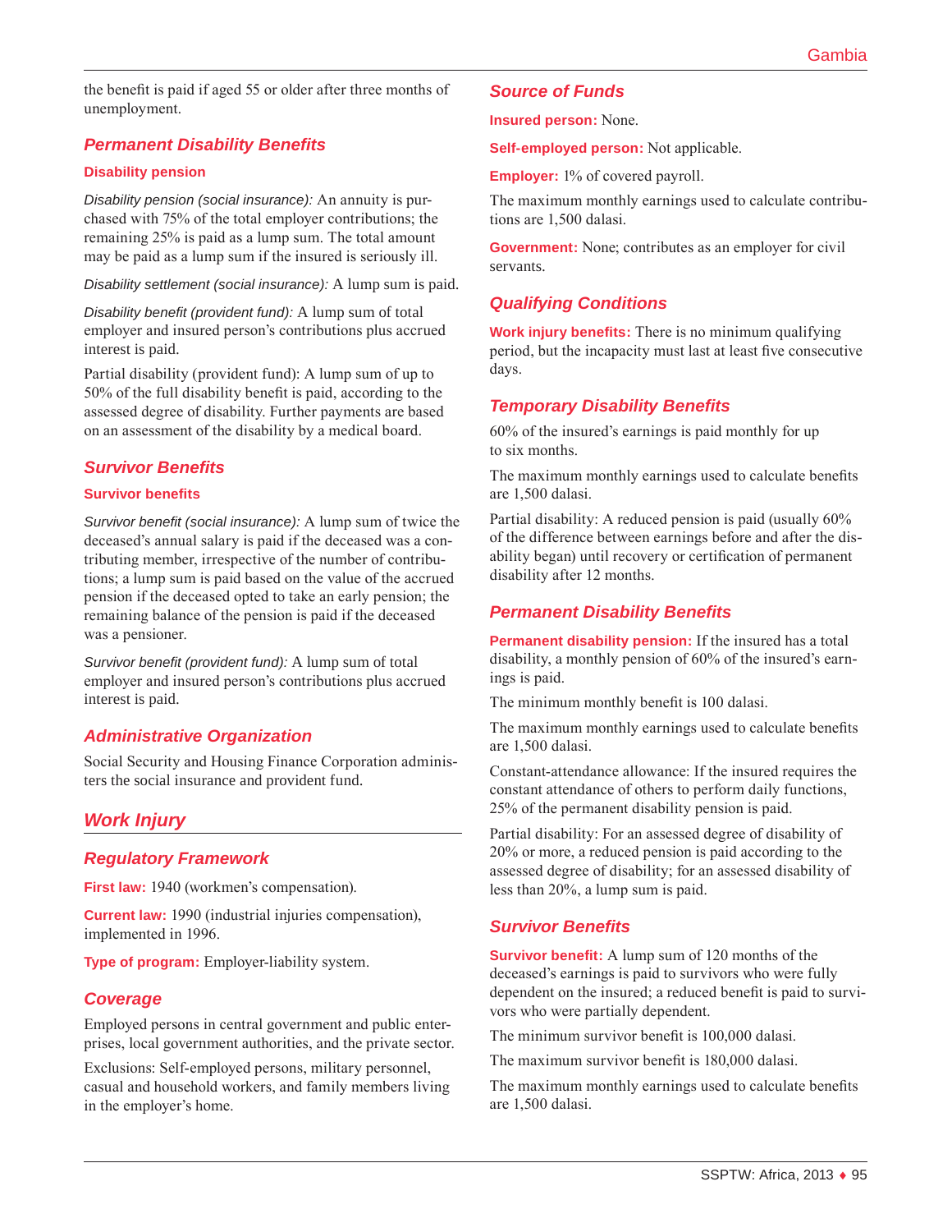the benefit is paid if aged 55 or older after three months of unemployment.

### Permanent Disability Benefits

#### Disability pension

*Disability pension (social insurance):* An annuity is purchased with 75% of the total employer contributions; the remaining 25% is paid as a lump sum. The total amount may be paid as a lump sum if the insured is seriously ill.

*Disability settlement (social insurance):* A lump sum is paid.

*Disability benefit (provident fund):* A lump sum of total employer and insured person's contributions plus accrued interest is paid.

Partial disability (provident fund): A lump sum of up to 50% of the full disability benefit is paid, according to the assessed degree of disability. Further payments are based on an assessment of the disability by a medical board.

### Survivor Benefits

#### Survivor benefits

*Survivor benefit (social insurance):* A lump sum of twice the deceased's annual salary is paid if the deceased was a contributing member, irrespective of the number of contributions; a lump sum is paid based on the value of the accrued pension if the deceased opted to take an early pension; the remaining balance of the pension is paid if the deceased was a pensioner.

*Survivor benefit (provident fund):* A lump sum of total employer and insured person's contributions plus accrued interest is paid.

### Administrative Organization

Social Security and Housing Finance Corporation administers the social insurance and provident fund.

## Work Injury

### Regulatory Framework

**First law:** 1940 (workmen's compensation).

**Current law:** 1990 (industrial injuries compensation), implemented in 1996.

**Type of program:** Employer-liability system.

### Coverage

Employed persons in central government and public enterprises, local government authorities, and the private sector.

Exclusions: Self-employed persons, military personnel, casual and household workers, and family members living in the employer's home.

### Source of Funds

**Insured person:** None.

**Self-employed person:** Not applicable.

**Employer:** 1% of covered payroll.

The maximum monthly earnings used to calculate contributions are 1,500 dalasi.

**Government:** None; contributes as an employer for civil servants.

### Qualifying Conditions

**Work injury benefits:** There is no minimum qualifying period, but the incapacity must last at least five consecutive days.

### Temporary Disability Benefits

60% of the insured's earnings is paid monthly for up to six months.

The maximum monthly earnings used to calculate benefits are 1,500 dalasi.

Partial disability: A reduced pension is paid (usually 60% of the difference between earnings before and after the disability began) until recovery or certification of permanent disability after 12 months.

### Permanent Disability Benefits

**Permanent disability pension:** If the insured has a total disability, a monthly pension of 60% of the insured's earnings is paid.

The minimum monthly benefit is 100 dalasi.

The maximum monthly earnings used to calculate benefits are 1,500 dalasi.

Constant-attendance allowance: If the insured requires the constant attendance of others to perform daily functions, 25% of the permanent disability pension is paid.

Partial disability: For an assessed degree of disability of 20% or more, a reduced pension is paid according to the assessed degree of disability; for an assessed disability of less than 20%, a lump sum is paid.

### Survivor Benefits

**Survivor benefit:** A lump sum of 120 months of the deceased's earnings is paid to survivors who were fully dependent on the insured; a reduced benefit is paid to survivors who were partially dependent.

The minimum survivor benefit is 100,000 dalasi.

The maximum survivor benefit is 180,000 dalasi.

The maximum monthly earnings used to calculate benefits are 1,500 dalasi.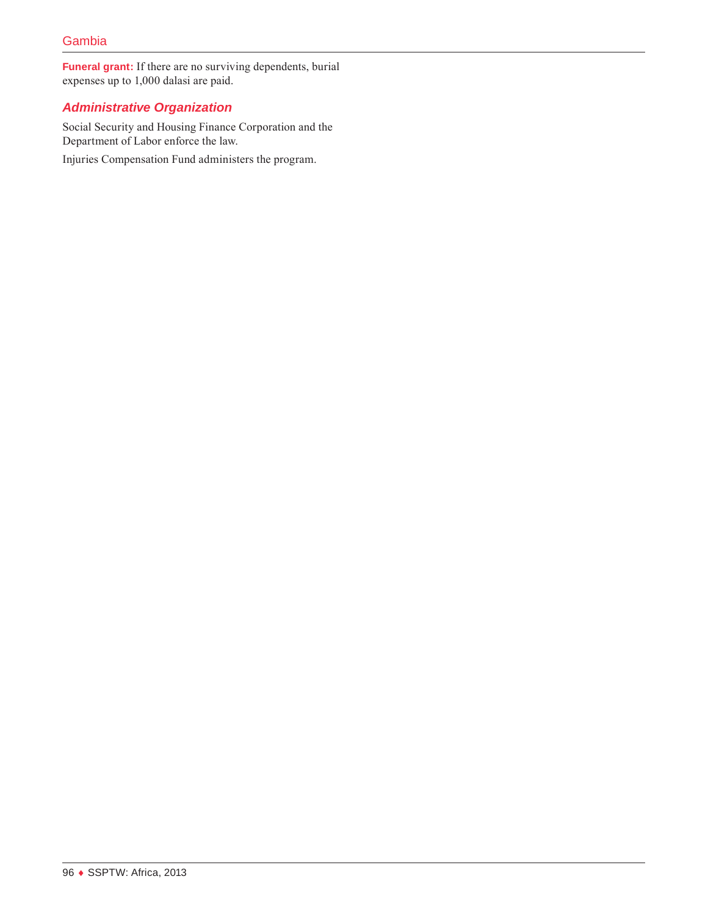**Funeral grant:** If there are no surviving dependents, burial expenses up to 1,000 dalasi are paid.

### *Administrative Organization*

Social Security and Housing Finance Corporation and the Department of Labor enforce the law.

Injuries Compensation Fund administers the program.